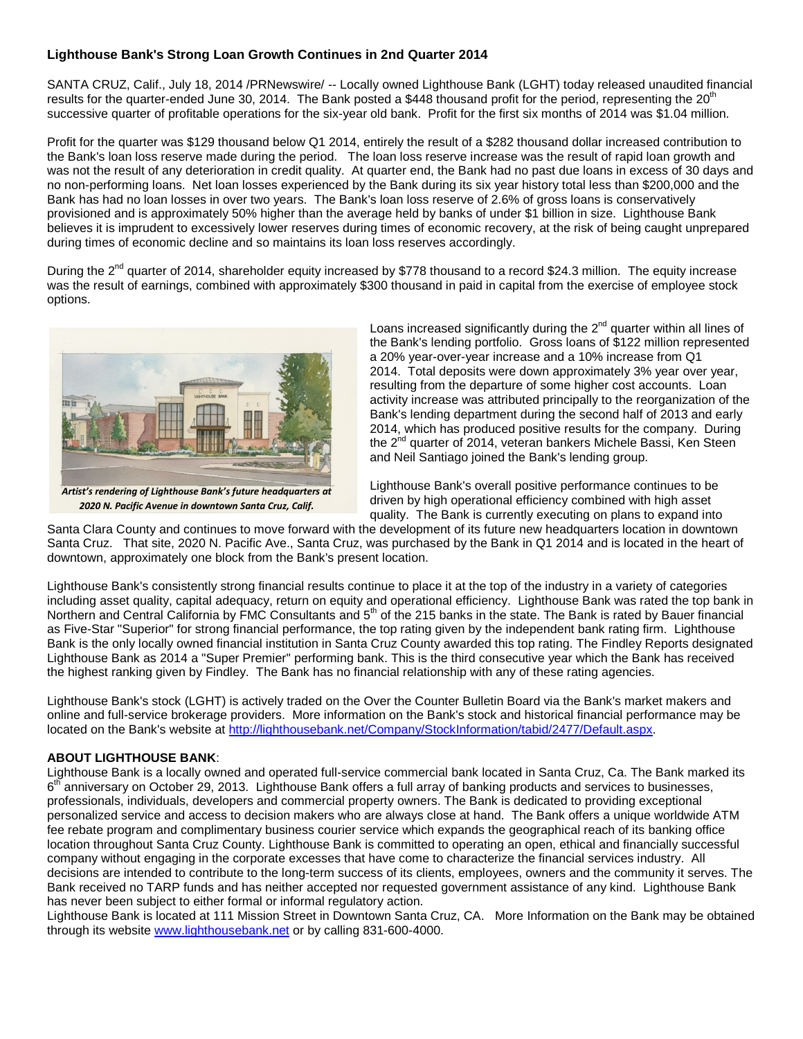# Lighthouse Bank's Strong Loan Growth Continues in 2nd Quarter 2014

SANTA CRUZ, Calif., July 18, 2014 /PRNewswire/ -- Locally owned Lighthouse Bank (LGHT) today released unaudited financial results for the quarter-ended June 30, 2014. The Bank posted a $448 thousand profit for the period, representing the 20th successive quarter of profitable operations for the six-year old bank. Profit for the first six months of 2014 was $1.04 million.

Profit for the quarter was $129 thousand below Q1 2014, entirely the result of a $282 thousand dollar increased contribution to the Bank's loan loss reserve made during the period. The loan loss reserve increase was the result of rapid loan growth and was not the result of any deterioration in credit quality. At quarter end, the Bank had no past due loans in excess of 30 days and no non-performing loans. Net loan losses experienced by the Bank during its six year history total less than $200,000 and the Bank has had no loan losses in over two years. The Bank's loan loss reserve of 2.6% of gross loans is conservatively provisioned and is approximately 50% higher than the average held by banks of under $1 billion in size. Lighthouse Bank believes it is imprudent to excessively lower reserves during times of economic recovery, at the risk of being caught unprepared during times of economic decline and so maintains its loan loss reserves accordingly.

During the 2nd quarter of 2014, shareholder equity increased by $778 thousand to a record $24.3 million. The equity increase was the result of earnings, combined with approximately $300 thousand in paid in capital from the exercise of employee stock options.

*Artist's rendering of Lighthouse Bank's future headquarters at 2020 N. Pacific Avenue in downtown Santa Cruz, Calif.*

Loans increased significantly during the 2nd quarter within all lines of the Bank's lending portfolio. Gross loans of $122 million represented a 20% year-over-year increase and a 10% increase from Q1 2014. Total deposits were down approximately 3% year over year, resulting from the departure of some higher cost accounts. Loan activity increase was attributed principally to the reorganization of the Bank's lending department during the second half of 2013 and early 2014, which has produced positive results for the company. During the 2nd quarter of 2014, veteran bankers Michele Bassi, Ken Steen and Neil Santiago joined the Bank's lending group.

Lighthouse Bank's overall positive performance continues to be driven by high operational efficiency combined with high asset quality. The Bank is currently executing on plans to expand into Santa Clara County and continues to move forward with the development of its future new headquarters location in downtown Santa Cruz. That site, 2020 N. Pacific Ave., Santa Cruz, was purchased by the Bank in Q1 2014 and is located in the heart of downtown, approximately one block from the Bank's present location.

Lighthouse Bank's consistently strong financial results continue to place it at the top of the industry in a variety of categories including asset quality, capital adequacy, return on equity and operational efficiency. Lighthouse Bank was rated the top bank in Northern and Central California by FMC Consultants and 5th of the 215 banks in the state. The Bank is rated by Bauer financial as Five-Star "Superior" for strong financial performance, the top rating given by the independent bank rating firm. Lighthouse Bank is the only locally owned financial institution in Santa Cruz County awarded this top rating. The Findley Reports designated Lighthouse Bank as 2014 a "Super Premier" performing bank. This is the third consecutive year which the Bank has received the highest ranking given by Findley. The Bank has no financial relationship with any of these rating agencies.

Lighthouse Bank's stock (LGHT) is actively traded on the Over the Counter Bulletin Board via the Bank's market makers and online and full-service brokerage providers. More information on the Bank's stock and historical financial performance may be located on the Bank's website at [http://lighthousebank.net/Company/StockInformation/tabid/2477/Default.aspx](http://lighthousebank.net/Company/StockInformation/tabid/2477/Default.aspx).

**ABOUT LIGHTHOUSE BANK**:

Lighthouse Bank is a locally owned and operated full-service commercial bank located in Santa Cruz, Ca. The Bank marked its 6th anniversary on October 29, 2013. Lighthouse Bank offers a full array of banking products and services to businesses, professionals, individuals, developers and commercial property owners. The Bank is dedicated to providing exceptional personalized service and access to decision makers who are always close at hand. The Bank offers a unique worldwide ATM fee rebate program and complimentary business courier service which expands the geographical reach of its banking office location throughout Santa Cruz County. Lighthouse Bank is committed to operating an open, ethical and financially successful company without engaging in the corporate excesses that have come to characterize the financial services industry. All decisions are intended to contribute to the long-term success of its clients, employees, owners and the community it serves. The Bank received no TARP funds and has neither accepted nor requested government assistance of any kind. Lighthouse Bank has never been subject to either formal or informal regulatory action.

Lighthouse Bank is located at 111 Mission Street in Downtown Santa Cruz, CA. More Information on the Bank may be obtained through its website [www.lighthousebank.net](http://www.lighthousebank.net) or by calling 831-600-4000.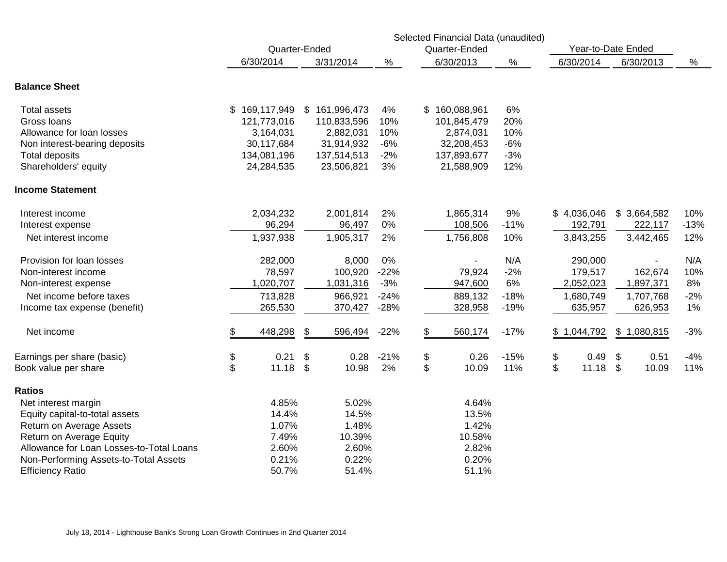| | Selected Financial Data (unaudited) | | | | | | | |
|---|---|---|---|---|---|---|---|---|
| | Quarter-Ended | | | Quarter-Ended | | Year-to-Date Ended | | |
| | 6/30/2014 | 3/31/2014 | % | 6/30/2013 | % | 6/30/2014 | 6/30/2013 | % |
| **Balance Sheet** | | | | | | | | |
| Total assets | $ 169,117,949 | $ 161,996,473 | 4% | $ 160,088,961 | 6% | | | |
| Gross loans | 121,773,016 | 110,833,596 | 10% | 101,845,479 | 20% | | | |
| Allowance for loan losses | 3,164,031 | 2,882,031 | 10% | 2,874,031 | 10% | | | |
| Non interest-bearing deposits | 30,117,684 | 31,914,932 | -6% | 32,208,453 | -6% | | | |
| Total deposits | 134,081,196 | 137,514,513 | -2% | 137,893,677 | -3% | | | |
| Shareholders' equity | 24,284,535 | 23,506,821 | 3% | 21,588,909 | 12% | | | |
| **Income Statement** | | | | | | | | |
| Interest income | 2,034,232 | 2,001,814 | 2% | 1,865,314 | 9% | $ 4,036,046 | $ 3,664,582 | 10% |
| Interest expense | 96,294 | 96,497 | 0% | 108,506 | -11% | 192,791 | 222,117 | -13% |
| Net interest income | 1,937,938 | 1,905,317 | 2% | 1,756,808 | 10% | 3,843,255 | 3,442,465 | 12% |
| Provision for loan losses | 282,000 | 8,000 | 0% | - | N/A | 290,000 | - | N/A |
| Non-interest income | 78,597 | 100,920 | -22% | 79,924 | -2% | 179,517 | 162,674 | 10% |
| Non-interest expense | 1,020,707 | 1,031,316 | -3% | 947,600 | 6% | 2,052,023 | 1,897,371 | 8% |
| Net income before taxes | 713,828 | 966,921 | -24% | 889,132 | -18% | 1,680,749 | 1,707,768 | -2% |
| Income tax expense (benefit) | 265,530 | 370,427 | -28% | 328,958 | -19% | 635,957 | 626,953 | 1% |
| Net income | $ 448,298 | $ 596,494 | -22% | $ 560,174 | -17% | $ 1,044,792 | $ 1,080,815 | -3% |
| Earnings per share (basic) | $ 0.21 | $ 0.28 | -21% | $ 0.26 | -15% | $ 0.49 | $ 0.51 | -4% |
| Book value per share | $ 11.18 | $ 10.98 | 2% | $ 10.09 | 11% | $ 11.18 | $ 10.09 | 11% |
| **Ratios** | | | | | | | | |
| Net interest margin | 4.85% | 5.02% | | 4.64% | | | | |
| Equity capital-to-total assets | 14.4% | 14.5% | | 13.5% | | | | |
| Return on Average Assets | 1.07% | 1.48% | | 1.42% | | | | |
| Return on Average Equity | 7.49% | 10.39% | | 10.58% | | | | |
| Allowance for Loan Losses-to-Total Loans | 2.60% | 2.60% | | 2.82% | | | | |
| Non-Performing Assets-to-Total Assets | 0.21% | 0.22% | | 0.20% | | | | |
| Efficiency Ratio | 50.7% | 51.4% | | 51.1% | | | | |

July 18, 2014 - Lighthouse Bank's Strong Loan Growth Continues in 2nd Quarter 2014